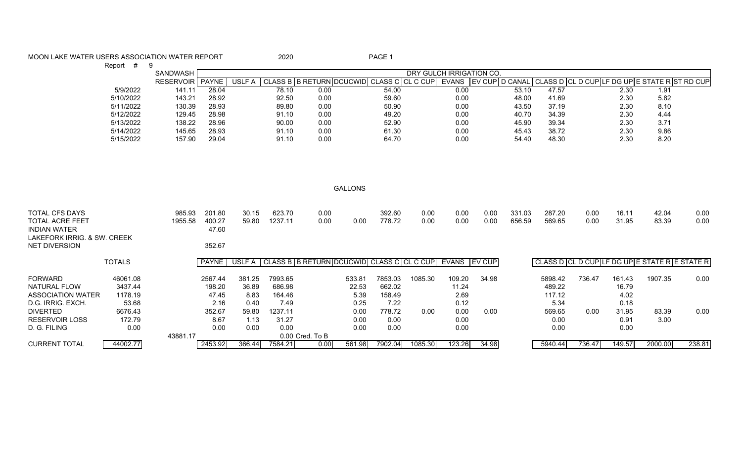MOON LAKE WATER USERS ASSOCIATION WATER REPORT 2020

Report # 9

| | SANDWASH RESERVOIR | DRY GULCH IRRIGATION CO. PAYNE | USLF A | CLASS B | B RETURN | DCUCWID | CLASS C | CL C CUP | EVANS | EV CUP | D CANAL | CLASS D | CL D CUP | LF DG UP | E STATE R | ST RD CUP |
|---|---|---|---|---|---|---|---|---|---|---|---|---|---|---|---|---|
| 5/9/2022 | 141.11 | 28.04 | | 78.10 | 0.00 | | 54.00 | | 0.00 | | 53.10 | 47.57 | | 2.30 | 1.91 | |
| 5/10/2022 | 143.21 | 28.92 | | 92.50 | 0.00 | | 59.60 | | 0.00 | | 48.00 | 41.69 | | 2.30 | 5.82 | |
| 5/11/2022 | 130.39 | 28.93 | | 89.80 | 0.00 | | 50.90 | | 0.00 | | 43.50 | 37.19 | | 2.30 | 8.10 | |
| 5/12/2022 | 129.45 | 28.98 | | 91.10 | 0.00 | | 49.20 | | 0.00 | | 40.70 | 34.39 | | 2.30 | 4.44 | |
| 5/13/2022 | 138.22 | 28.96 | | 90.00 | 0.00 | | 52.90 | | 0.00 | | 45.90 | 39.34 | | 2.30 | 3.71 | |
| 5/14/2022 | 145.65 | 28.93 | | 91.10 | 0.00 | | 61.30 | | 0.00 | | 45.43 | 38.72 | | 2.30 | 9.86 | |
| 5/15/2022 | 157.90 | 29.04 | | 91.10 | 0.00 | | 64.70 | | 0.00 | | 54.40 | 48.30 | | 2.30 | 8.20 | |

| | SANDWASH RESERVOIR | PAYNE | USLF A | CLASS B | B RETURN | DCUCWID (GALLONS) | CLASS C | CL C CUP | EVANS | EV CUP | D CANAL | CLASS D | CL D CUP | LF DG UP | E STATE R | ST RD CUP |
|---|---|---|---|---|---|---|---|---|---|---|---|---|---|---|---|---|
| TOTAL CFS DAYS | 985.93 | 201.80 | 30.15 | 623.70 | 0.00 | | 392.60 | 0.00 | 0.00 | 0.00 | 331.03 | 287.20 | 0.00 | 16.11 | 42.04 | 0.00 |
| TOTAL ACRE FEET | 1955.58 | 400.27 | 59.80 | 1237.11 | 0.00 | 0.00 | 778.72 | 0.00 | 0.00 | 0.00 | 656.59 | 569.65 | 0.00 | 31.95 | 83.39 | 0.00 |
| INDIAN WATER | | 47.60 | | | | | | | | | | | | | | |
| LAKEFORK IRRIG. & SW. CREEK | | | | | | | | | | | | | | | | |
| NET DIVERSION | | 352.67 | | | | | | | | | | | | | | |

| | TOTALS | | PAYNE | USLF A | CLASS B | B RETURN | DCUCWID | CLASS C | CL C CUP | EVANS | EV CUP | | CLASS D | CL D CUP | LF DG UP | E STATE R | E STATE R |
|---|---|---|---|---|---|---|---|---|---|---|---|---|---|---|---|---|---|
| FORWARD | 46061.08 | | 2567.44 | 381.25 | 7993.65 | | 533.81 | 7853.03 | 1085.30 | 109.20 | 34.98 | | 5898.42 | 736.47 | 161.43 | 1907.35 | 0.00 |
| NATURAL FLOW | 3437.44 | | 198.20 | 36.89 | 686.98 | | 22.53 | 662.02 | | 11.24 | | | 489.22 | | 16.79 | | |
| ASSOCIATION WATER | 1178.19 | | 47.45 | 8.83 | 164.46 | | 5.39 | 158.49 | | 2.69 | | | 117.12 | | 4.02 | | |
| D.G. IRRIG. EXCH. | 53.68 | | 2.16 | 0.40 | 7.49 | | 0.25 | 7.22 | | 0.12 | | | 5.34 | | 0.18 | | |
| DIVERTED | 6676.43 | | 352.67 | 59.80 | 1237.11 | | 0.00 | 778.72 | 0.00 | 0.00 | 0.00 | | 569.65 | 0.00 | 31.95 | 83.39 | 0.00 |
| RESERVOIR LOSS | 172.79 | | 8.67 | 1.13 | 31.27 | | 0.00 | 0.00 | | 0.00 | | | 0.00 | | 0.91 | 3.00 | |
| D. G. FILING | 0.00 | | 0.00 | 0.00 | 0.00 | | 0.00 | 0.00 | | 0.00 | | | 0.00 | | 0.00 | | |
| | | 43881.17 | | | | 0.00 Cred. To B | | | | | | | | | | | |
| CURRENT TOTAL | 44002.77 | | 2453.92 | 366.44 | 7584.21 | 0.00 | 561.98 | 7902.04 | 1085.30 | 123.26 | 34.98 | | 5940.44 | 736.47 | 149.57 | 2000.00 | 238.81 |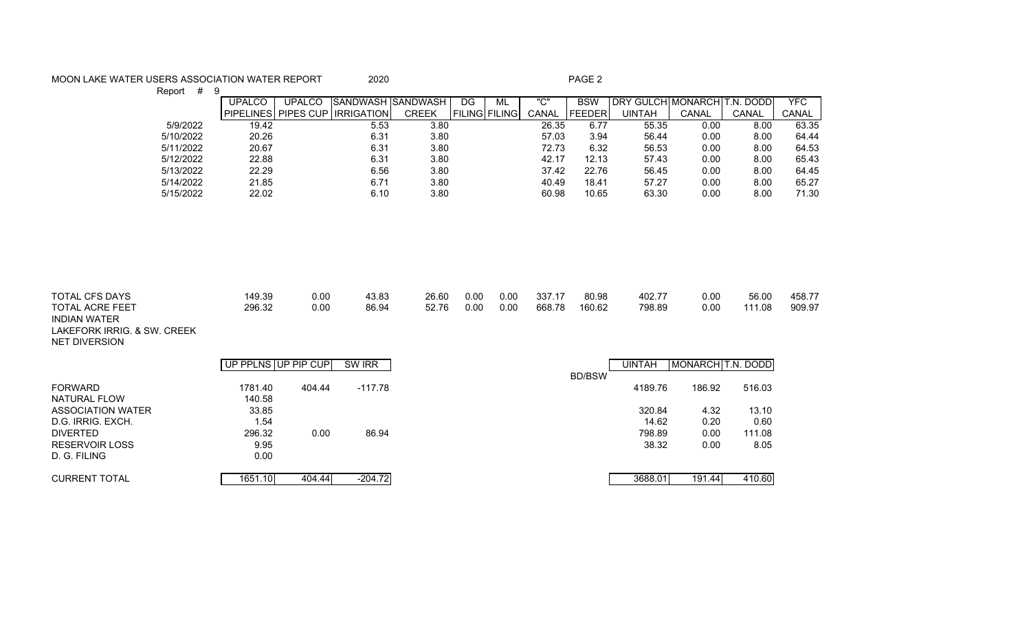MOON LAKE WATER USERS ASSOCIATION WATER REPORT 2020 PAGE 2

Report # 9

| | UPALCO PIPELINES | UPALCO PIPES CUP | SANDWASH IRRIGATION | SANDWASH CREEK | DG FILING | ML FILING | "C" CANAL | BSW FEEDER | DRY GULCH UINTAH | MONARCH CANAL | T.N. DODD CANAL | YFC CANAL |
|---|---|---|---|---|---|---|---|---|---|---|---|---|
| 5/9/2022 | 19.42 | | 5.53 | 3.80 | | | 26.35 | 6.77 | 55.35 | 0.00 | 8.00 | 63.35 |
| 5/10/2022 | 20.26 | | 6.31 | 3.80 | | | 57.03 | 3.94 | 56.44 | 0.00 | 8.00 | 64.44 |
| 5/11/2022 | 20.67 | | 6.31 | 3.80 | | | 72.73 | 6.32 | 56.53 | 0.00 | 8.00 | 64.53 |
| 5/12/2022 | 22.88 | | 6.31 | 3.80 | | | 42.17 | 12.13 | 57.43 | 0.00 | 8.00 | 65.43 |
| 5/13/2022 | 22.29 | | 6.56 | 3.80 | | | 37.42 | 22.76 | 56.45 | 0.00 | 8.00 | 64.45 |
| 5/14/2022 | 21.85 | | 6.71 | 3.80 | | | 40.49 | 18.41 | 57.27 | 0.00 | 8.00 | 65.27 |
| 5/15/2022 | 22.02 | | 6.10 | 3.80 | | | 60.98 | 10.65 | 63.30 | 0.00 | 8.00 | 71.30 |
| TOTAL CFS DAYS | 149.39 | 0.00 | 43.83 | 26.60 | 0.00 | 0.00 | 337.17 | 80.98 | 402.77 | 0.00 | 56.00 | 458.77 |
| TOTAL ACRE FEET | 296.32 | 0.00 | 86.94 | 52.76 | 0.00 | 0.00 | 668.78 | 160.62 | 798.89 | 0.00 | 111.08 | 909.97 |
| INDIAN WATER | | | | | | | | | | | | |
| LAKEFORK IRRIG. & SW. CREEK | | | | | | | | | | | | |
| NET DIVERSION | | | | | | | | | | | | |

| | UP PPLNS | UP PIP CUP | SW IRR | BD/BSW | UINTAH | MONARCH | T.N. DODD |
|---|---|---|---|---|---|---|---|
| FORWARD | 1781.40 | 404.44 | -117.78 | | 4189.76 | 186.92 | 516.03 |
| NATURAL FLOW | 140.58 | | | | | | |
| ASSOCIATION WATER | 33.85 | | | | 320.84 | 4.32 | 13.10 |
| D.G. IRRIG. EXCH. | 1.54 | | | | 14.62 | 0.20 | 0.60 |
| DIVERTED | 296.32 | 0.00 | 86.94 | | 798.89 | 0.00 | 111.08 |
| RESERVOIR LOSS | 9.95 | | | | 38.32 | 0.00 | 8.05 |
| D. G. FILING | 0.00 | | | | | | |
| CURRENT TOTAL | 1651.10 | 404.44 | -204.72 | | 3688.01 | 191.44 | 410.60 |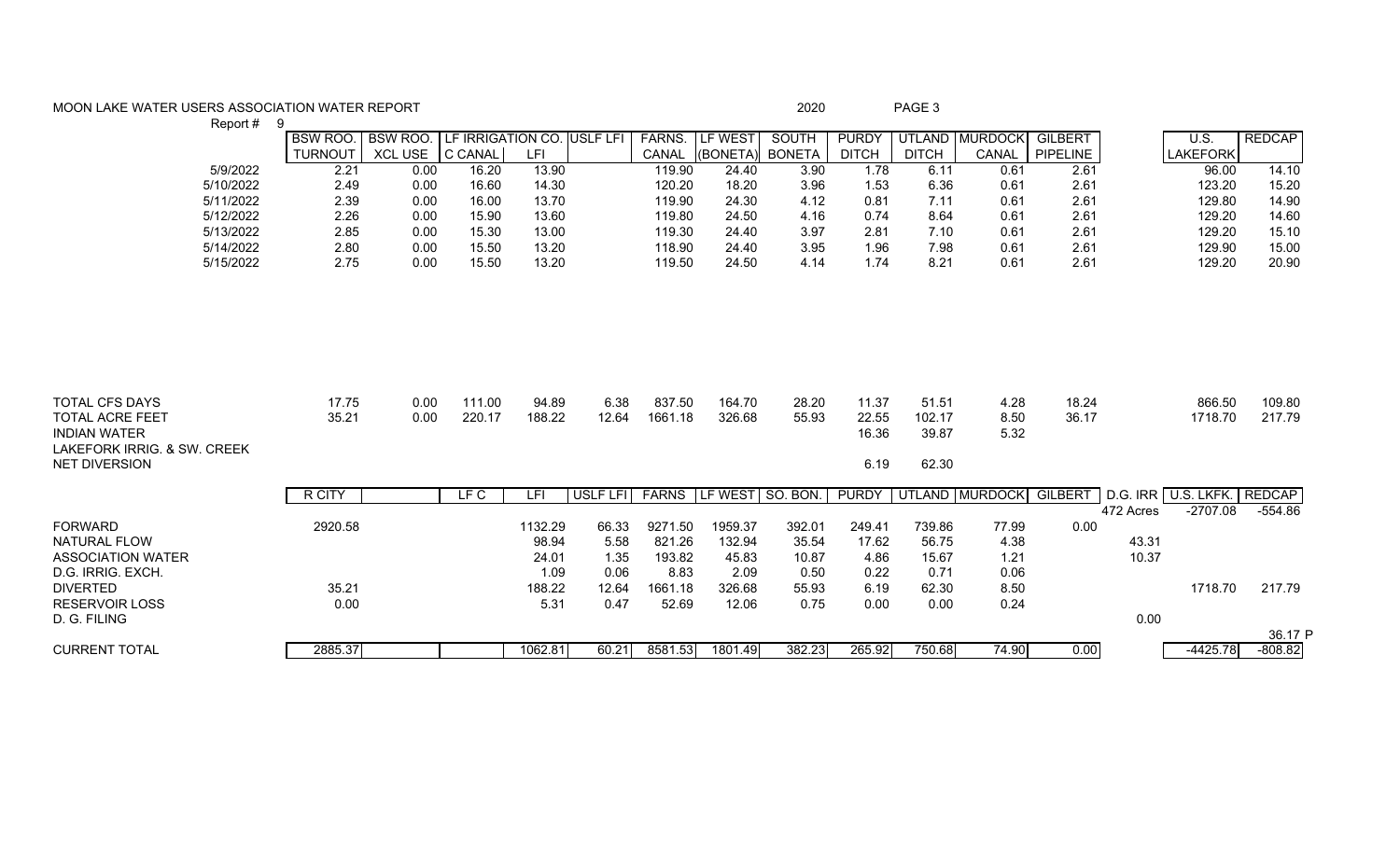# MOON LAKE WATER USERS ASSOCIATION WATER REPORT

2020

Report # 9

| | BSW ROO. TURNOUT | BSW ROO. XCL USE | LF IRRIGATION CO. C CANAL | LFI | USLF LFI | FARNS. CANAL | LF WEST (BONETA) | SOUTH BONETA | PURDY DITCH | UTLAND DITCH | MURDOCK CANAL | GILBERT PIPELINE | | U.S. LAKEFORK | REDCAP |
|---|---|---|---|---|---|---|---|---|---|---|---|---|---|---|---|
| 5/9/2022 | 2.21 | 0.00 | 16.20 | 13.90 | | 119.90 | 24.40 | 3.90 | 1.78 | 6.11 | 0.61 | 2.61 | | 96.00 | 14.10 |
| 5/10/2022 | 2.49 | 0.00 | 16.60 | 14.30 | | 120.20 | 18.20 | 3.96 | 1.53 | 6.36 | 0.61 | 2.61 | | 123.20 | 15.20 |
| 5/11/2022 | 2.39 | 0.00 | 16.00 | 13.70 | | 119.90 | 24.30 | 4.12 | 0.81 | 7.11 | 0.61 | 2.61 | | 129.80 | 14.90 |
| 5/12/2022 | 2.26 | 0.00 | 15.90 | 13.60 | | 119.80 | 24.50 | 4.16 | 0.74 | 8.64 | 0.61 | 2.61 | | 129.20 | 14.60 |
| 5/13/2022 | 2.85 | 0.00 | 15.30 | 13.00 | | 119.30 | 24.40 | 3.97 | 2.81 | 7.10 | 0.61 | 2.61 | | 129.20 | 15.10 |
| 5/14/2022 | 2.80 | 0.00 | 15.50 | 13.20 | | 118.90 | 24.40 | 3.95 | 1.96 | 7.98 | 0.61 | 2.61 | | 129.90 | 15.00 |
| 5/15/2022 | 2.75 | 0.00 | 15.50 | 13.20 | | 119.50 | 24.50 | 4.14 | 1.74 | 8.21 | 0.61 | 2.61 | | 129.20 | 20.90 |
| TOTAL CFS DAYS | 17.75 | 0.00 | 111.00 | 94.89 | 6.38 | 837.50 | 164.70 | 28.20 | 11.37 | 51.51 | 4.28 | 18.24 | | 866.50 | 109.80 |
| TOTAL ACRE FEET | 35.21 | 0.00 | 220.17 | 188.22 | 12.64 | 1661.18 | 326.68 | 55.93 | 22.55 | 102.17 | 8.50 | 36.17 | | 1718.70 | 217.79 |
| INDIAN WATER | | | | | | | | | 16.36 | 39.87 | 5.32 | | | | |
| LAKEFORK IRRIG. & SW. CREEK | | | | | | | | | | | | | | | |
| NET DIVERSION | | | | | | | | | 6.19 | 62.30 | | | | | |

| | R CITY | | LF C | LFI | USLF LFI | FARNS | LF WEST | SO. BON. | PURDY | UTLAND | MURDOCK | GILBERT | D.G. IRR | U.S. LKFK. | REDCAP |
|---|---|---|---|---|---|---|---|---|---|---|---|---|---|---|---|
| | | | | | | | | | | | | | 472 Acres | -2707.08 | -554.86 |
| FORWARD | 2920.58 | | | 1132.29 | 66.33 | 9271.50 | 1959.37 | 392.01 | 249.41 | 739.86 | 77.99 | 0.00 | | | |
| NATURAL FLOW | | | | 98.94 | 5.58 | 821.26 | 132.94 | 35.54 | 17.62 | 56.75 | 4.38 | | 43.31 | | |
| ASSOCIATION WATER | | | | 24.01 | 1.35 | 193.82 | 45.83 | 10.87 | 4.86 | 15.67 | 1.21 | | 10.37 | | |
| D.G. IRRIG. EXCH. | | | | 1.09 | 0.06 | 8.83 | 2.09 | 0.50 | 0.22 | 0.71 | 0.06 | | | | |
| DIVERTED | 35.21 | | | 188.22 | 12.64 | 1661.18 | 326.68 | 55.93 | 6.19 | 62.30 | 8.50 | | | 1718.70 | 217.79 |
| RESERVOIR LOSS | 0.00 | | | 5.31 | 0.47 | 52.69 | 12.06 | 0.75 | 0.00 | 0.00 | 0.24 | | | | |
| D. G. FILING | | | | | | | | | | | | | 0.00 | | |
| | | | | | | | | | | | | | | | 36.17 P |
| CURRENT TOTAL | 2885.37 | | | 1062.81 | 60.21 | 8581.53 | 1801.49 | 382.23 | 265.92 | 750.68 | 74.90 | 0.00 | | -4425.78 | -808.82 |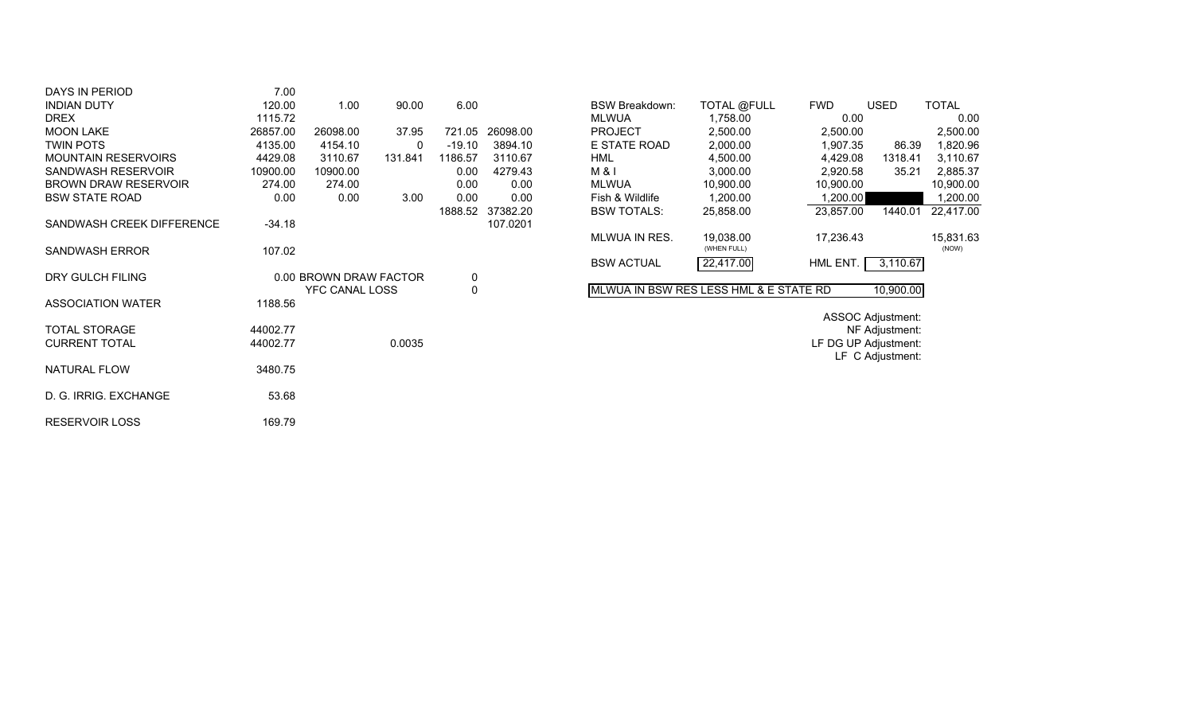| | | | | | |
|---|---|---|---|---|---|
| DAYS IN PERIOD | 7.00 | | | | |
| INDIAN DUTY | 120.00 | 1.00 | 90.00 | 6.00 | |
| DREX | 1115.72 | | | | |
| MOON LAKE | 26857.00 | 26098.00 | 37.95 | 721.05 | 26098.00 |
| TWIN POTS | 4135.00 | 4154.10 | 0 | -19.10 | 3894.10 |
| MOUNTAIN RESERVOIRS | 4429.08 | 3110.67 | 131.841 | 1186.57 | 3110.67 |
| SANDWASH RESERVOIR | 10900.00 | 10900.00 | | 0.00 | 4279.43 |
| BROWN DRAW RESERVOIR | 274.00 | 274.00 | | 0.00 | 0.00 |
| BSW STATE ROAD | 0.00 | 0.00 | 3.00 | 0.00 | 0.00 |
| | | | | 1888.52 | 37382.20 |
| SANDWASH CREEK DIFFERENCE | -34.18 | | | | 107.0201 |
| SANDWASH ERROR | 107.02 | | | | |
| DRY GULCH FILING | | 0.00 BROWN DRAW FACTOR | | 0 | |
| | | YFC CANAL LOSS | | 0 | |
| ASSOCIATION WATER | 1188.56 | | | | |
| TOTAL STORAGE | 44002.77 | | | | |
| CURRENT TOTAL | 44002.77 | | 0.0035 | | |
| NATURAL FLOW | 3480.75 | | | | |
| D. G. IRRIG. EXCHANGE | 53.68 | | | | |
| RESERVOIR LOSS | 169.79 | | | | |

| BSW Breakdown: | TOTAL @FULL | FWD | USED | TOTAL |
|---|---|---|---|---|
| MLWUA | 1,758.00 | 0.00 | | 0.00 |
| PROJECT | 2,500.00 | 2,500.00 | | 2,500.00 |
| E STATE ROAD | 2,000.00 | 1,907.35 | 86.39 | 1,820.96 |
| HML | 4,500.00 | 4,429.08 | 1318.41 | 3,110.67 |
| M & I | 3,000.00 | 2,920.58 | 35.21 | 2,885.37 |
| MLWUA | 10,900.00 | 10,900.00 | | 10,900.00 |
| Fish & Wildlife | 1,200.00 | 1,200.00 | | 1,200.00 |
| BSW TOTALS: | 25,858.00 | 23,857.00 | 1440.01 | 22,417.00 |
| MLWUA IN RES. | 19,038.00 (WHEN FULL) | 17,236.43 | | 15,831.63 (NOW) |
| BSW ACTUAL | 22,417.00 | HML ENT. | 3,110.67 | |

| | |
|---|---|
| MLWUA IN BSW RES LESS HML & E STATE RD | 10,900.00 |

ASSOC Adjustment:
NF Adjustment:
LF DG UP Adjustment:
LF C Adjustment: